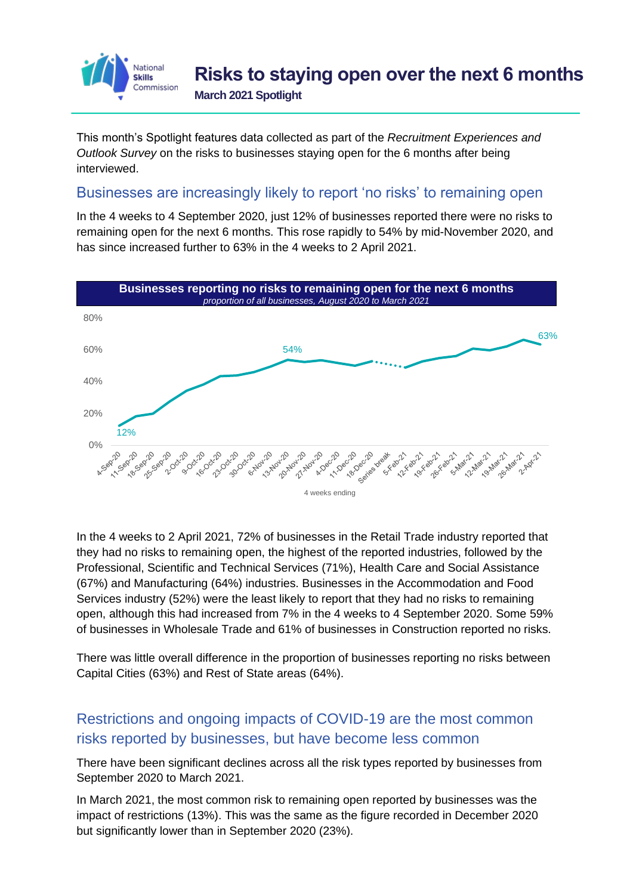# Risks to staying open over the next 6 months

**March 2021 Spotlight**

This month's Spotlight features data collected as part of the *Recruitment Experiences and Outlook Survey* on the risks to businesses staying open for the 6 months after being interviewed.

## Businesses are increasingly likely to report 'no risks' to remaining open

In the 4 weeks to 4 September 2020, just 12% of businesses reported there were no risks to remaining open for the next 6 months. This rose rapidly to 54% by mid-November 2020, and has since increased further to 63% in the 4 weeks to 2 April 2021.

**Businesses reporting no risks to remaining open for the next 6 months**
*proportion of all businesses, August 2020 to March 2021*

In the 4 weeks to 2 April 2021, 72% of businesses in the Retail Trade industry reported that they had no risks to remaining open, the highest of the reported industries, followed by the Professional, Scientific and Technical Services (71%), Health Care and Social Assistance (67%) and Manufacturing (64%) industries. Businesses in the Accommodation and Food Services industry (52%) were the least likely to report that they had no risks to remaining open, although this had increased from 7% in the 4 weeks to 4 September 2020. Some 59% of businesses in Wholesale Trade and 61% of businesses in Construction reported no risks.

There was little overall difference in the proportion of businesses reporting no risks between Capital Cities (63%) and Rest of State areas (64%).

## Restrictions and ongoing impacts of COVID-19 are the most common risks reported by businesses, but have become less common

There have been significant declines across all the risk types reported by businesses from September 2020 to March 2021.

In March 2021, the most common risk to remaining open reported by businesses was the impact of restrictions (13%). This was the same as the figure recorded in December 2020 but significantly lower than in September 2020 (23%).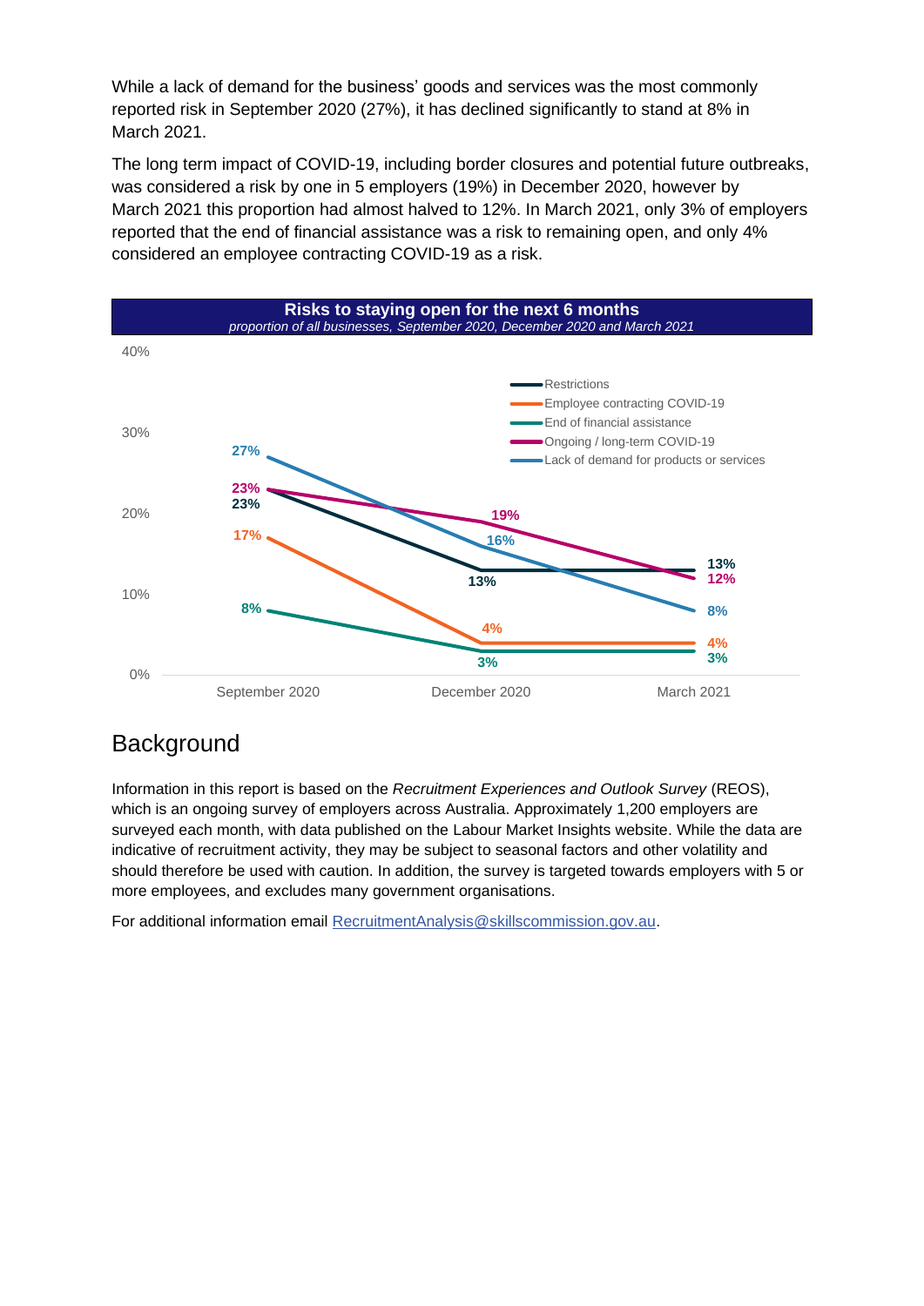While a lack of demand for the business' goods and services was the most commonly reported risk in September 2020 (27%), it has declined significantly to stand at 8% in March 2021.

The long term impact of COVID-19, including border closures and potential future outbreaks, was considered a risk by one in 5 employers (19%) in December 2020, however by March 2021 this proportion had almost halved to 12%. In March 2021, only 3% of employers reported that the end of financial assistance was a risk to remaining open, and only 4% considered an employee contracting COVID-19 as a risk.

**Risks to staying open for the next 6 months**

*proportion of all businesses, September 2020, December 2020 and March 2021*

40%
30%
20%
10%
0%

Restrictions
Employee contracting COVID-19
End of financial assistance
Ongoing / long-term COVID-19
Lack of demand for products or services

27%
23%
23%
17%
8%
19%
16%
13%
4%
3%
13%
12%
8%
4%
3%

September 2020
December 2020
March 2021

## Background

Information in this report is based on the *Recruitment Experiences and Outlook Survey* (REOS), which is an ongoing survey of employers across Australia. Approximately 1,200 employers are surveyed each month, with data published on the Labour Market Insights website. While the data are indicative of recruitment activity, they may be subject to seasonal factors and other volatility and should therefore be used with caution. In addition, the survey is targeted towards employers with 5 or more employees, and excludes many government organisations.

For additional information email RecruitmentAnalysis@skillscommission.gov.au.